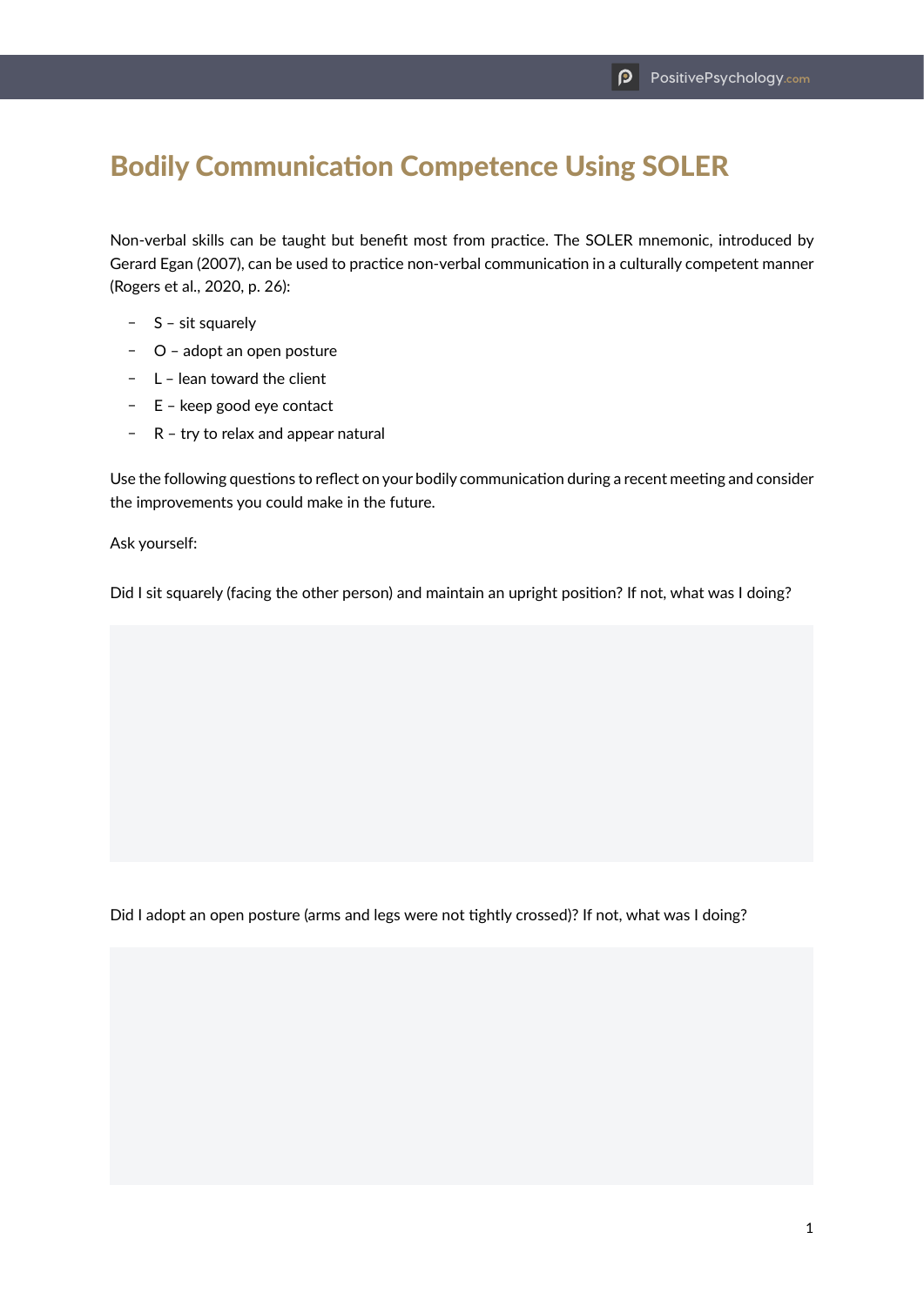# Bodily Communication Competence Using SOLER

Non-verbal skills can be taught but benefit most from practice. The SOLER mnemonic, introduced by Gerard Egan (2007), can be used to practice non-verbal communication in a culturally competent manner (Rogers et al., 2020, p. 26):

- S – sit squarely
- O – adopt an open posture
- L – lean toward the client
- E – keep good eye contact
- R – try to relax and appear natural

Use the following questions to reflect on your bodily communication during a recent meeting and consider the improvements you could make in the future.

Ask yourself:

Did I sit squarely (facing the other person) and maintain an upright position? If not, what was I doing?

Did I adopt an open posture (arms and legs were not tightly crossed)? If not, what was I doing?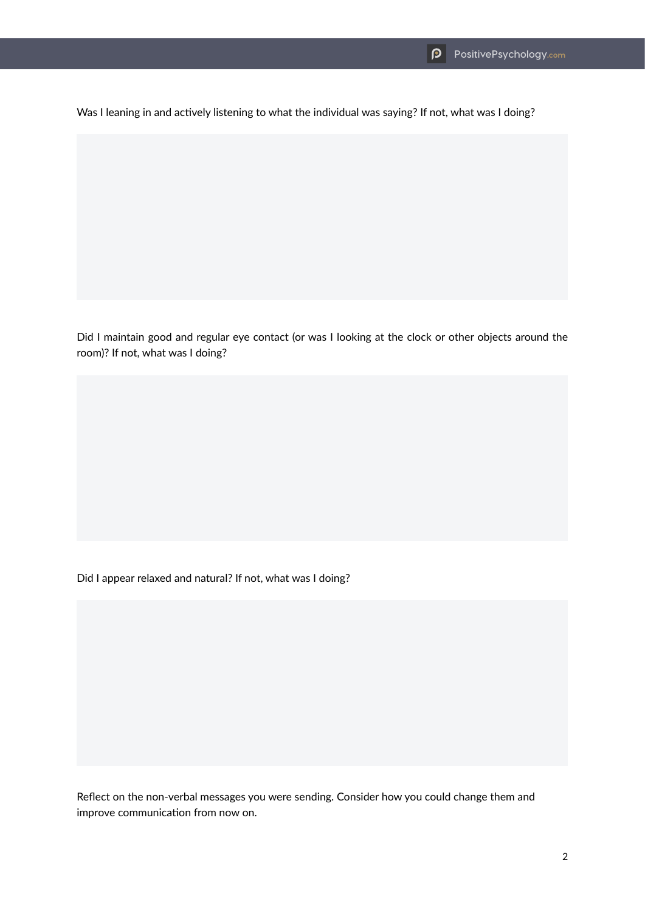Was I leaning in and actively listening to what the individual was saying? If not, what was I doing?

Did I maintain good and regular eye contact (or was I looking at the clock or other objects around the room)? If not, what was I doing?

Did I appear relaxed and natural? If not, what was I doing?

Reflect on the non-verbal messages you were sending. Consider how you could change them and improve communication from now on.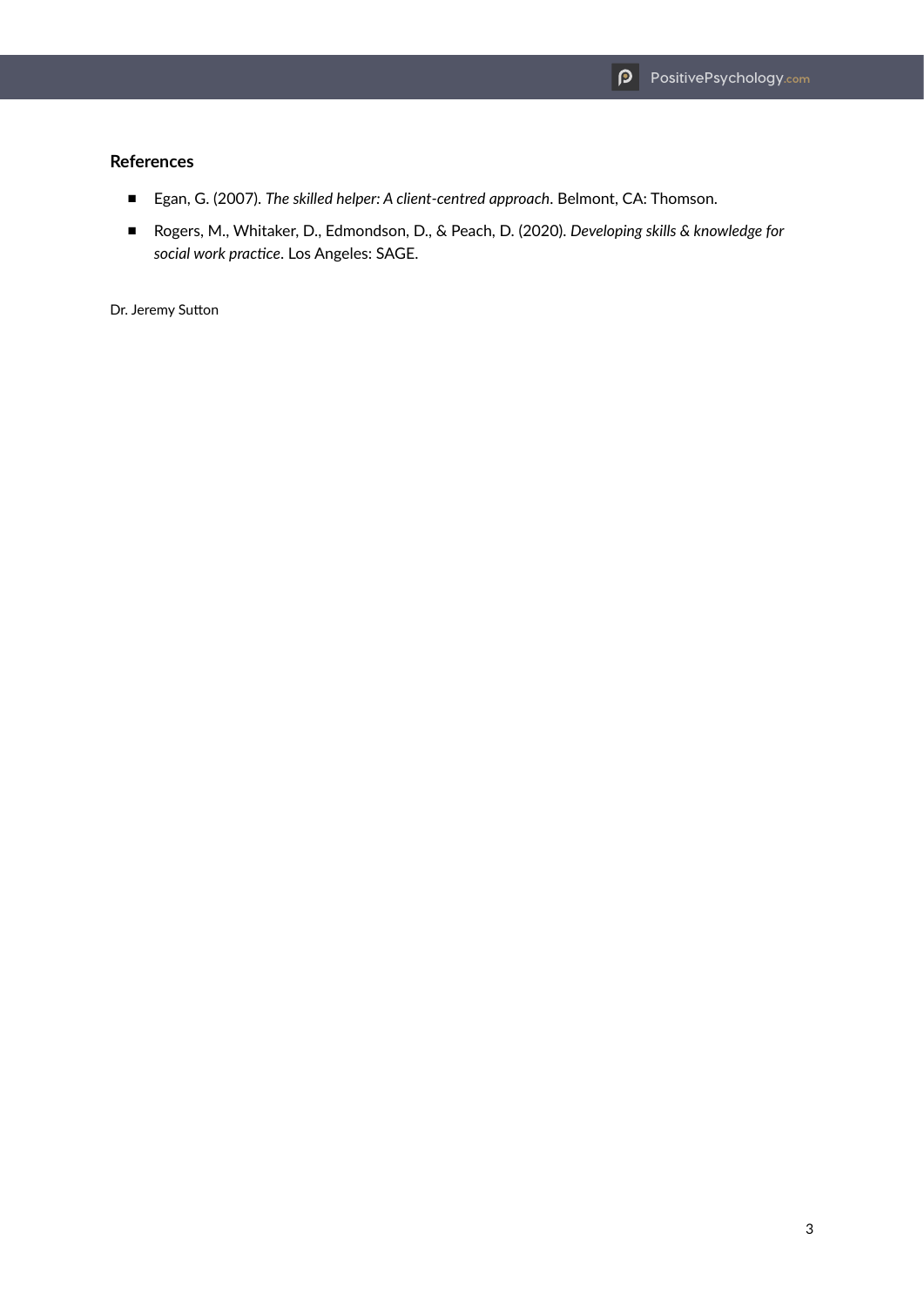## References

- Egan, G. (2007). *The skilled helper: A client-centred approach*. Belmont, CA: Thomson.
- Rogers, M., Whitaker, D., Edmondson, D., & Peach, D. (2020). *Developing skills & knowledge for social work practice*. Los Angeles: SAGE.

Dr. Jeremy Sutton